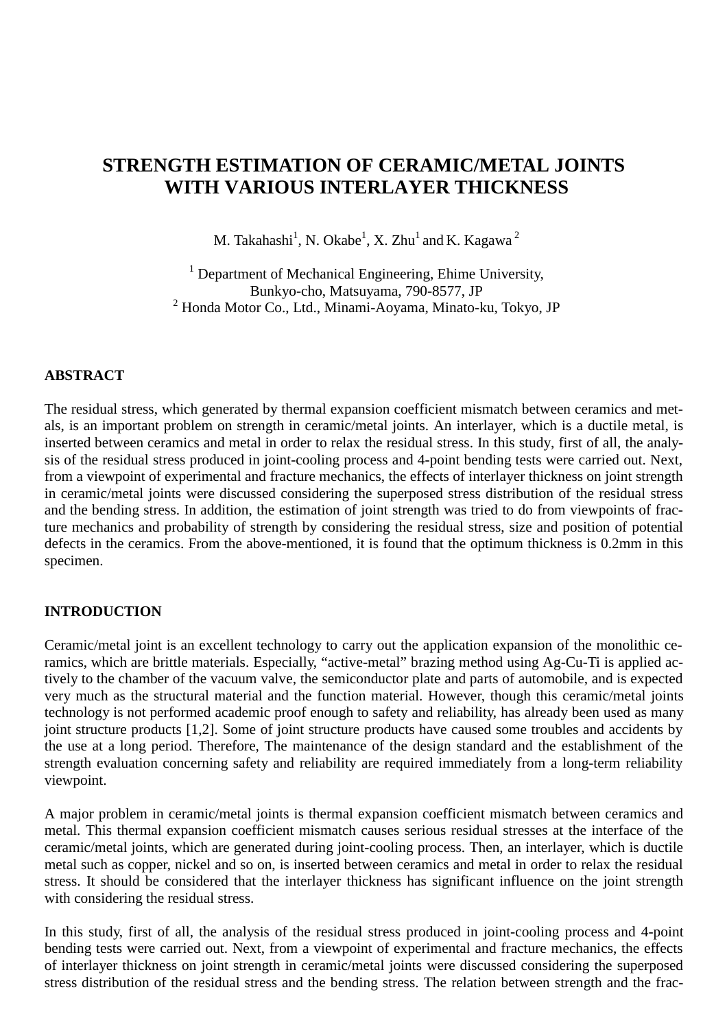# STRENGTH ESTIMATION OF CERAMIC/METAL JOINTS WITH VARIOUS INTERLAYER THICKNESS

M. Takahashi[1], N. Okabe[1], X. Zhu[1] and K. Kagawa[2]

[1] Department of Mechanical Engineering, Ehime University, Bunkyo-cho, Matsuyama, 790-8577, JP
[2] Honda Motor Co., Ltd., Minami-Aoyama, Minato-ku, Tokyo, JP

## ABSTRACT

The residual stress, which generated by thermal expansion coefficient mismatch between ceramics and metals, is an important problem on strength in ceramic/metal joints. An interlayer, which is a ductile metal, is inserted between ceramics and metal in order to relax the residual stress. In this study, first of all, the analysis of the residual stress produced in joint-cooling process and 4-point bending tests were carried out. Next, from a viewpoint of experimental and fracture mechanics, the effects of interlayer thickness on joint strength in ceramic/metal joints were discussed considering the superposed stress distribution of the residual stress and the bending stress. In addition, the estimation of joint strength was tried to do from viewpoints of fracture mechanics and probability of strength by considering the residual stress, size and position of potential defects in the ceramics. From the above-mentioned, it is found that the optimum thickness is 0.2mm in this specimen.

## INTRODUCTION

Ceramic/metal joint is an excellent technology to carry out the application expansion of the monolithic ceramics, which are brittle materials. Especially, "active-metal" brazing method using Ag-Cu-Ti is applied actively to the chamber of the vacuum valve, the semiconductor plate and parts of automobile, and is expected very much as the structural material and the function material. However, though this ceramic/metal joints technology is not performed academic proof enough to safety and reliability, has already been used as many joint structure products [1,2]. Some of joint structure products have caused some troubles and accidents by the use at a long period. Therefore, The maintenance of the design standard and the establishment of the strength evaluation concerning safety and reliability are required immediately from a long-term reliability viewpoint.

A major problem in ceramic/metal joints is thermal expansion coefficient mismatch between ceramics and metal. This thermal expansion coefficient mismatch causes serious residual stresses at the interface of the ceramic/metal joints, which are generated during joint-cooling process. Then, an interlayer, which is ductile metal such as copper, nickel and so on, is inserted between ceramics and metal in order to relax the residual stress. It should be considered that the interlayer thickness has significant influence on the joint strength with considering the residual stress.

In this study, first of all, the analysis of the residual stress produced in joint-cooling process and 4-point bending tests were carried out. Next, from a viewpoint of experimental and fracture mechanics, the effects of interlayer thickness on joint strength in ceramic/metal joints were discussed considering the superposed stress distribution of the residual stress and the bending stress. The relation between strength and the frac-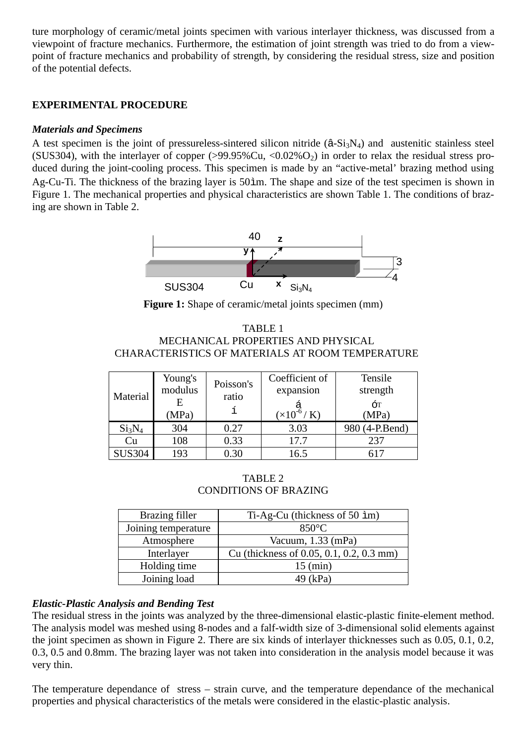ture morphology of ceramic/metal joints specimen with various interlayer thickness, was discussed from a viewpoint of fracture mechanics. Furthermore, the estimation of joint strength was tried to do from a viewpoint of fracture mechanics and probability of strength, by considering the residual stress, size and position of the potential defects.

## EXPERIMENTAL PROCEDURE

### *Materials and Specimens*

A test specimen is the joint of pressureless-sintered silicon nitride (â-$Si_3N_4$) and austenitic stainless steel (SUS304), with the interlayer of copper (>99.95%Cu, <0.02%$O_2$) in order to relax the residual stress produced during the joint-cooling process. This specimen is made by an "active-metal' brazing method using Ag-Cu-Ti. The thickness of the brazing layer is 50ìm. The shape and size of the test specimen is shown in Figure 1. The mechanical properties and physical characteristics are shown Table 1. The conditions of brazing are shown in Table 2.

**Figure 1:** Shape of ceramic/metal joints specimen (mm)

TABLE 1
MECHANICAL PROPERTIES AND PHYSICAL CHARACTERISTICS OF MATERIALS AT ROOM TEMPERATURE

| Material | Young's modulus E (MPa) | Poisson's ratio í | Coefficient of expansion á ($\times 10^{-6}$ / K) | Tensile strength óT (MPa) |
|---|---|---|---|---|
| $Si_3N_4$ | 304 | 0.27 | 3.03 | 980 (4-P.Bend) |
| Cu | 108 | 0.33 | 17.7 | 237 |
| SUS304 | 193 | 0.30 | 16.5 | 617 |

TABLE 2
CONDITIONS OF BRAZING

| Brazing filler | Ti-Ag-Cu (thickness of 50 ìm) |
|---|---|
| Joining temperature | 850°C |
| Atmosphere | Vacuum, 1.33 (mPa) |
| Interlayer | Cu (thickness of 0.05, 0.1, 0.2, 0.3 mm) |
| Holding time | 15 (min) |
| Joining load | 49 (kPa) |

### *Elastic-Plastic Analysis and Bending Test*

The residual stress in the joints was analyzed by the three-dimensional elastic-plastic finite-element method. The analysis model was meshed using 8-nodes and a falf-width size of 3-dimensional solid elements against the joint specimen as shown in Figure 2. There are six kinds of interlayer thicknesses such as 0.05, 0.1, 0.2, 0.3, 0.5 and 0.8mm. The brazing layer was not taken into consideration in the analysis model because it was very thin.

The temperature dependance of stress – strain curve, and the temperature dependance of the mechanical properties and physical characteristics of the metals were considered in the elastic-plastic analysis.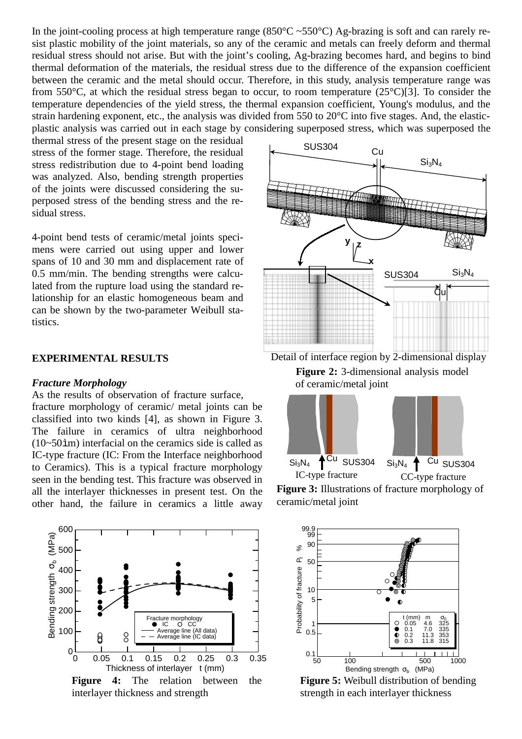In the joint-cooling process at high temperature range (850°C ~550°C) Ag-brazing is soft and can rarely resist plastic mobility of the joint materials, so any of the ceramic and metals can freely deform and thermal residual stress should not arise. But with the joint's cooling, Ag-brazing becomes hard, and begins to bind thermal deformation of the materials, the residual stress due to the difference of the expansion coefficient between the ceramic and the metal should occur. Therefore, in this study, analysis temperature range was from 550°C, at which the residual stress began to occur, to room temperature (25°C)[3]. To consider the temperature dependencies of the yield stress, the thermal expansion coefficient, Young's modulus, and the strain hardening exponent, etc., the analysis was divided from 550 to 20°C into five stages. And, the elastic-plastic analysis was carried out in each stage by considering superposed stress, which was superposed the thermal stress of the present stage on the residual stress of the former stage. Therefore, the residual stress redistribution due to 4-point bend loading was analyzed. Also, bending strength properties of the joints were discussed considering the superposed stress of the bending stress and the residual stress.

4-point bend tests of ceramic/metal joints specimens were carried out using upper and lower spans of 10 and 30 mm and displacement rate of 0.5 mm/min. The bending strengths were calculated from the rupture load using the standard relationship for an elastic homogeneous beam and can be shown by the two-parameter Weibull statistics.

Detail of interface region by 2-dimensional display

**Figure 2:** 3-dimensional analysis model of ceramic/metal joint

## EXPERIMENTAL RESULTS

### *Fracture Morphology*

As the results of observation of fracture surface, fracture morphology of ceramic/ metal joints can be classified into two kinds [4], as shown in Figure 3. The failure in ceramics of ultra neighborhood (10~50ìm) interfacial on the ceramics side is called as IC-type fracture (IC: From the Interface neighborhood to Ceramics). This is a typical fracture morphology seen in the bending test. This fracture was observed in all the interlayer thicknesses in present test. On the other hand, the failure in ceramics a little away

**Figure 3:** Illustrations of fracture morphology of ceramic/metal joint

**Figure 4:** The relation between the interlayer thickness and strength

**Figure 5:** Weibull distribution of bending strength in each interlayer thickness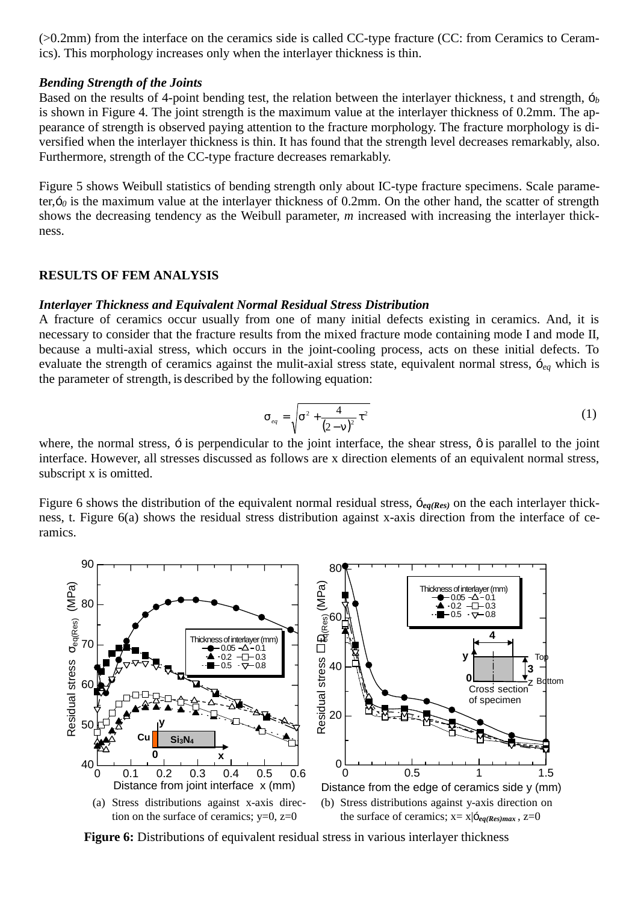(>0.2mm) from the interface on the ceramics side is called CC-type fracture (CC: from Ceramics to Ceramics). This morphology increases only when the interlayer thickness is thin.

***Bending Strength of the Joints***

Based on the results of 4-point bending test, the relation between the interlayer thickness, t and strength, $\sigma_b$ is shown in Figure 4. The joint strength is the maximum value at the interlayer thickness of 0.2mm. The appearance of strength is observed paying attention to the fracture morphology. The fracture morphology is diversified when the interlayer thickness is thin. It has found that the strength level decreases remarkably, also. Furthermore, strength of the CC-type fracture decreases remarkably.

Figure 5 shows Weibull statistics of bending strength only about IC-type fracture specimens. Scale parameter, $\sigma_0$ is the maximum value at the interlayer thickness of 0.2mm. On the other hand, the scatter of strength shows the decreasing tendency as the Weibull parameter, *m* increased with increasing the interlayer thickness.

## RESULTS OF FEM ANALYSIS

***Interlayer Thickness and Equivalent Normal Residual Stress Distribution***

A fracture of ceramics occur usually from one of many initial defects existing in ceramics. And, it is necessary to consider that the fracture results from the mixed fracture mode containing mode I and mode II, because a multi-axial stress, which occurs in the joint-cooling process, acts on these initial defects. To evaluate the strength of ceramics against the mulit-axial stress state, equivalent normal stress, $\sigma_{eq}$ which is the parameter of strength, is described by the following equation:

$$\sigma_{eq} = \sqrt{\sigma^2 + \frac{4}{(2-\nu)^2}\tau^2} \tag{1}$$

where, the normal stress, $\sigma$ is perpendicular to the joint interface, the shear stress, $\tau$ is parallel to the joint interface. However, all stresses discussed as follows are x direction elements of an equivalent normal stress, subscript x is omitted.

Figure 6 shows the distribution of the equivalent normal residual stress, $\sigma_{eq(Res)}$ on the each interlayer thickness, t. Figure 6(a) shows the residual stress distribution against x-axis direction from the interface of ceramics.

(a) Stress distributions against x-axis direction on the surface of ceramics; y=0, z=0

(b) Stress distributions against y-axis direction on the surface of ceramics; x= x|$\sigma_{eq(Res)max}$ , z=0

**Figure 6:** Distributions of equivalent residual stress in various interlayer thickness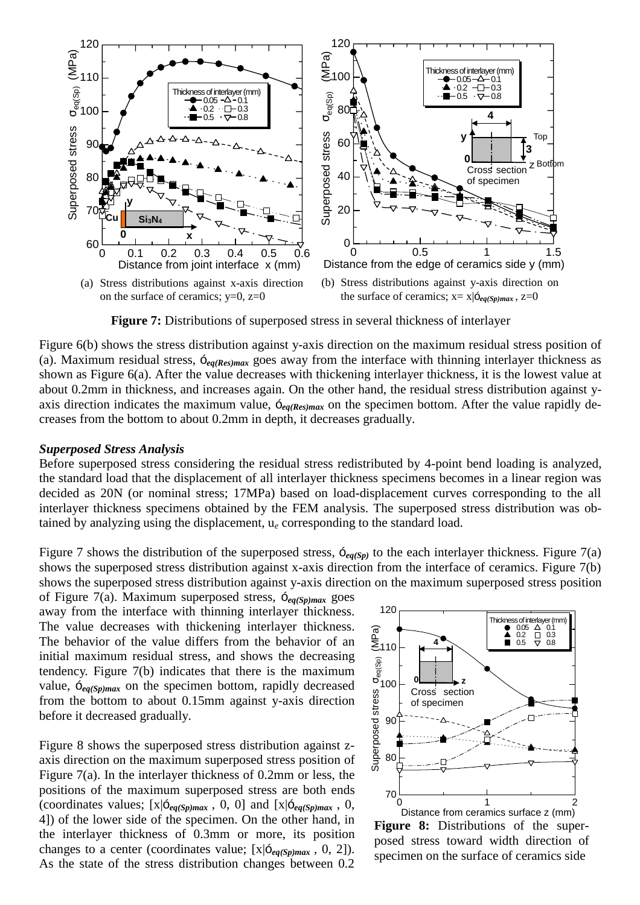(a) Stress distributions against x-axis direction on the surface of ceramics; y=0, z=0

(b) Stress distributions against y-axis direction on the surface of ceramics; $x = x|\sigma_{eq(Sp)max}$, z=0

**Figure 7:** Distributions of superposed stress in several thickness of interlayer

Figure 6(b) shows the stress distribution against y-axis direction on the maximum residual stress position of (a). Maximum residual stress, $\sigma_{eq(Res)max}$ goes away from the interface with thinning interlayer thickness as shown as Figure 6(a). After the value decreases with thickening interlayer thickness, it is the lowest value at about 0.2mm in thickness, and increases again. On the other hand, the residual stress distribution against y-axis direction indicates the maximum value, $\sigma_{eq(Res)max}$ on the specimen bottom. After the value rapidly decreases from the bottom to about 0.2mm in depth, it decreases gradually.

### *Superposed Stress Analysis*

Before superposed stress considering the residual stress redistributed by 4-point bend loading is analyzed, the standard load that the displacement of all interlayer thickness specimens becomes in a linear region was decided as 20N (or nominal stress; 17MPa) based on load-displacement curves corresponding to the all interlayer thickness specimens obtained by the FEM analysis. The superposed stress distribution was obtained by analyzing using the displacement, $u_e$ corresponding to the standard load.

Figure 7 shows the distribution of the superposed stress, $\sigma_{eq(Sp)}$ to the each interlayer thickness. Figure 7(a) shows the superposed stress distribution against x-axis direction from the interface of ceramics. Figure 7(b) shows the superposed stress distribution against y-axis direction on the maximum superposed stress position of Figure 7(a). Maximum superposed stress, $\sigma_{eq(Sp)max}$ goes away from the interface with thinning interlayer thickness. The value decreases with thickening interlayer thickness. The behavior of the value differs from the behavior of an initial maximum residual stress, and shows the decreasing tendency. Figure 7(b) indicates that there is the maximum value, $\sigma_{eq(Sp)max}$ on the specimen bottom, rapidly decreased from the bottom to about 0.15mm against y-axis direction before it decreased gradually.

Figure 8 shows the superposed stress distribution against z-axis direction on the maximum superposed stress position of Figure 7(a). In the interlayer thickness of 0.2mm or less, the positions of the maximum superposed stress are both ends (coordinates values; $[x|\sigma_{eq(Sp)max}, 0, 0]$ and $[x|\sigma_{eq(Sp)max}, 0, 4]$) of the lower side of the specimen. On the other hand, in the interlayer thickness of 0.3mm or more, its position changes to a center (coordinates value; $[x|\sigma_{eq(Sp)max}, 0, 2]$). As the state of the stress distribution changes between 0.2

**Figure 8:** Distributions of the superposed stress toward width direction of specimen on the surface of ceramics side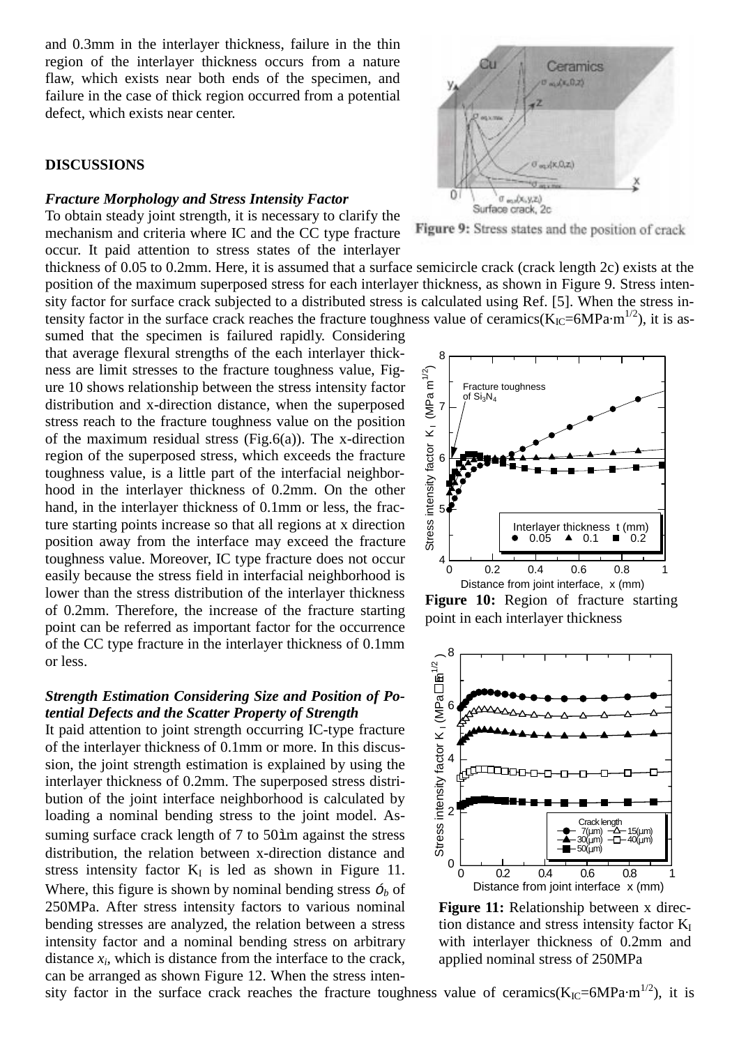and 0.3mm in the interlayer thickness, failure in the thin region of the interlayer thickness occurs from a nature flaw, which exists near both ends of the specimen, and failure in the case of thick region occurred from a potential defect, which exists near center.

## DISCUSSIONS

### *Fracture Morphology and Stress Intensity Factor*

To obtain steady joint strength, it is necessary to clarify the mechanism and criteria where IC and the CC type fracture occur. It paid attention to stress states of the interlayer thickness of 0.05 to 0.2mm. Here, it is assumed that a surface semicircle crack (crack length 2c) exists at the position of the maximum superposed stress for each interlayer thickness, as shown in Figure 9. Stress intensity factor for surface crack subjected to a distributed stress is calculated using Ref. [5]. When the stress intensity factor in the surface crack reaches the fracture toughness value of ceramics($K_{IC}$=6MPa·m$^{1/2}$), it is assumed that the specimen is failured rapidly. Considering that average flexural strengths of the each interlayer thickness are limit stresses to the fracture toughness value, Figure 10 shows relationship between the stress intensity factor distribution and x-direction distance, when the superposed stress reach to the fracture toughness value on the position of the maximum residual stress (Fig.6(a)). The x-direction region of the superposed stress, which exceeds the fracture toughness value, is a little part of the interfacial neighborhood in the interlayer thickness of 0.2mm. On the other hand, in the interlayer thickness of 0.1mm or less, the fracture starting points increase so that all regions at x direction position away from the interface may exceed the fracture toughness value. Moreover, IC type fracture does not occur easily because the stress field in interfacial neighborhood is lower than the stress distribution of the interlayer thickness of 0.2mm. Therefore, the increase of the fracture starting point can be referred as important factor for the occurrence of the CC type fracture in the interlayer thickness of 0.1mm or less.

Figure 9: Stress states and the position of crack

**Figure 10:** Region of fracture starting point in each interlayer thickness

### *Strength Estimation Considering Size and Position of Potential Defects and the Scatter Property of Strength*

It paid attention to joint strength occurring IC-type fracture of the interlayer thickness of 0.1mm or more. In this discussion, the joint strength estimation is explained by using the interlayer thickness of 0.2mm. The superposed stress distribution of the joint interface neighborhood is calculated by loading a nominal bending stress to the joint model. Assuming surface crack length of 7 to 50μm against the stress distribution, the relation between x-direction distance and stress intensity factor $K_I$ is led as shown in Figure 11. Where, this figure is shown by nominal bending stress $\sigma_b$ of 250MPa. After stress intensity factors to various nominal bending stresses are analyzed, the relation between a stress intensity factor and a nominal bending stress on arbitrary distance $x_i$, which is distance from the interface to the crack, can be arranged as shown Figure 12. When the stress intensity factor in the surface crack reaches the fracture toughness value of ceramics($K_{IC}$=6MPa·m$^{1/2}$), it is

**Figure 11:** Relationship between x direction distance and stress intensity factor $K_I$ with interlayer thickness of 0.2mm and applied nominal stress of 250MPa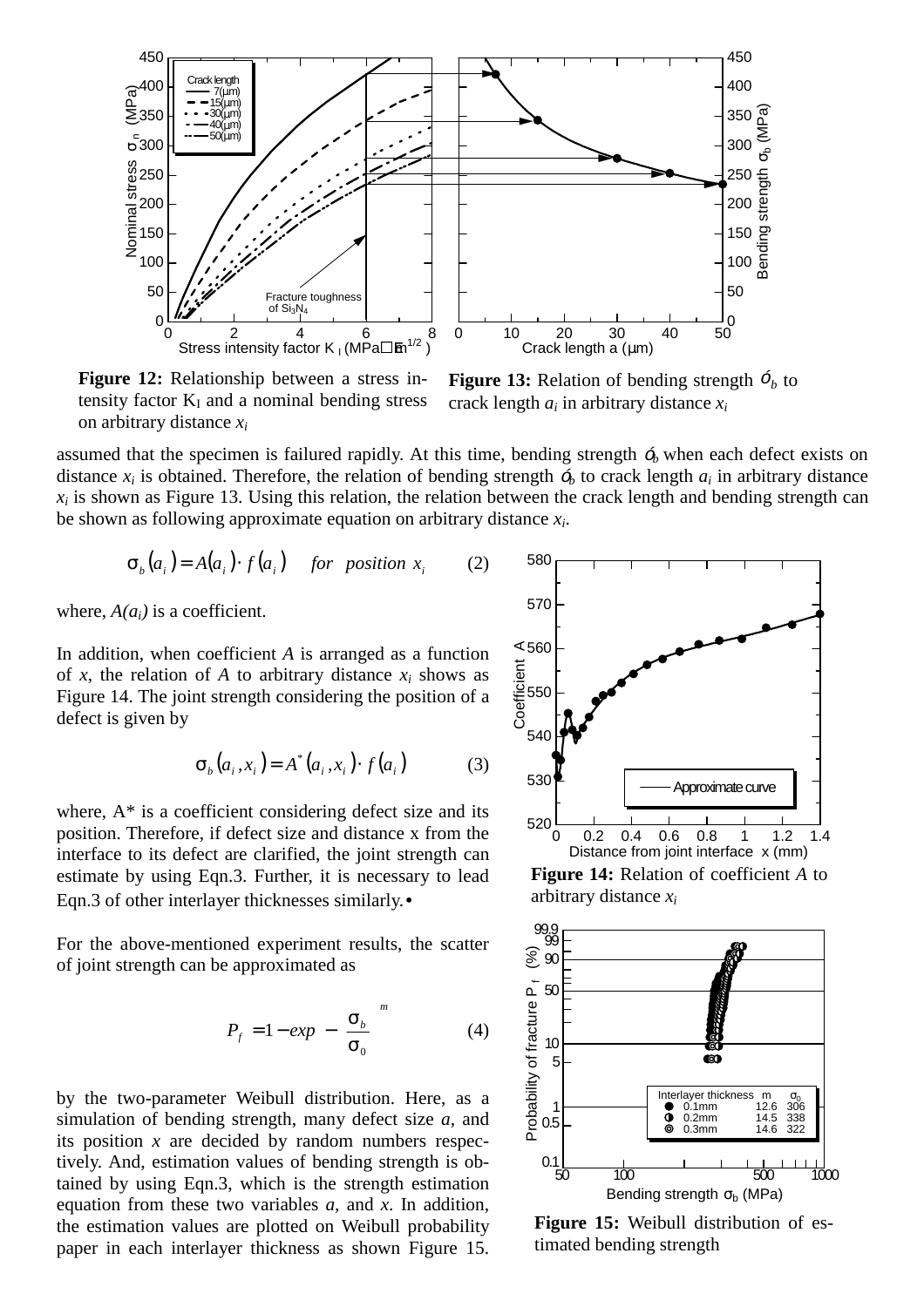**Figure 12:** Relationship between a stress intensity factor $K_I$ and a nominal bending stress on arbitrary distance $x_i$

**Figure 13:** Relation of bending strength $\sigma_b$ to crack length $a_i$ in arbitrary distance $x_i$

assumed that the specimen is failured rapidly. At this time, bending strength $\sigma_b$ when each defect exists on distance $x_i$ is obtained. Therefore, the relation of bending strength $\sigma_b$ to crack length $a_i$ in arbitrary distance $x_i$ is shown as Figure 13. Using this relation, the relation between the crack length and bending strength can be shown as following approximate equation on arbitrary distance $x_i$.

$$\sigma_b(a_i) = A(a_i) \cdot f(a_i) \quad \textit{for position } x_i \qquad (2)$$

where, $A(a_i)$ is a coefficient.

In addition, when coefficient $A$ is arranged as a function of $x$, the relation of $A$ to arbitrary distance $x_i$ shows as Figure 14. The joint strength considering the position of a defect is given by

$$\sigma_b(a_i, x_i) = A^*(a_i, x_i) \cdot f(a_i) \qquad (3)$$

where, A* is a coefficient considering defect size and its position. Therefore, if defect size and distance x from the interface to its defect are clarified, the joint strength can estimate by using Eqn.3. Further, it is necessary to lead Eqn.3 of other interlayer thicknesses similarly.

For the above-mentioned experiment results, the scatter of joint strength can be approximated as

$$P_f = 1 - exp\left[-\left(\frac{\sigma_b}{\sigma_0}\right)^m\right] \qquad (4)$$

by the two-parameter Weibull distribution. Here, as a simulation of bending strength, many defect size $a$, and its position $x$ are decided by random numbers respectively. And, estimation values of bending strength is obtained by using Eqn.3, which is the strength estimation equation from these two variables $a$, and $x$. In addition, the estimation values are plotted on Weibull probability paper in each interlayer thickness as shown Figure 15.

**Figure 14:** Relation of coefficient $A$ to arbitrary distance $x_i$

**Figure 15:** Weibull distribution of estimated bending strength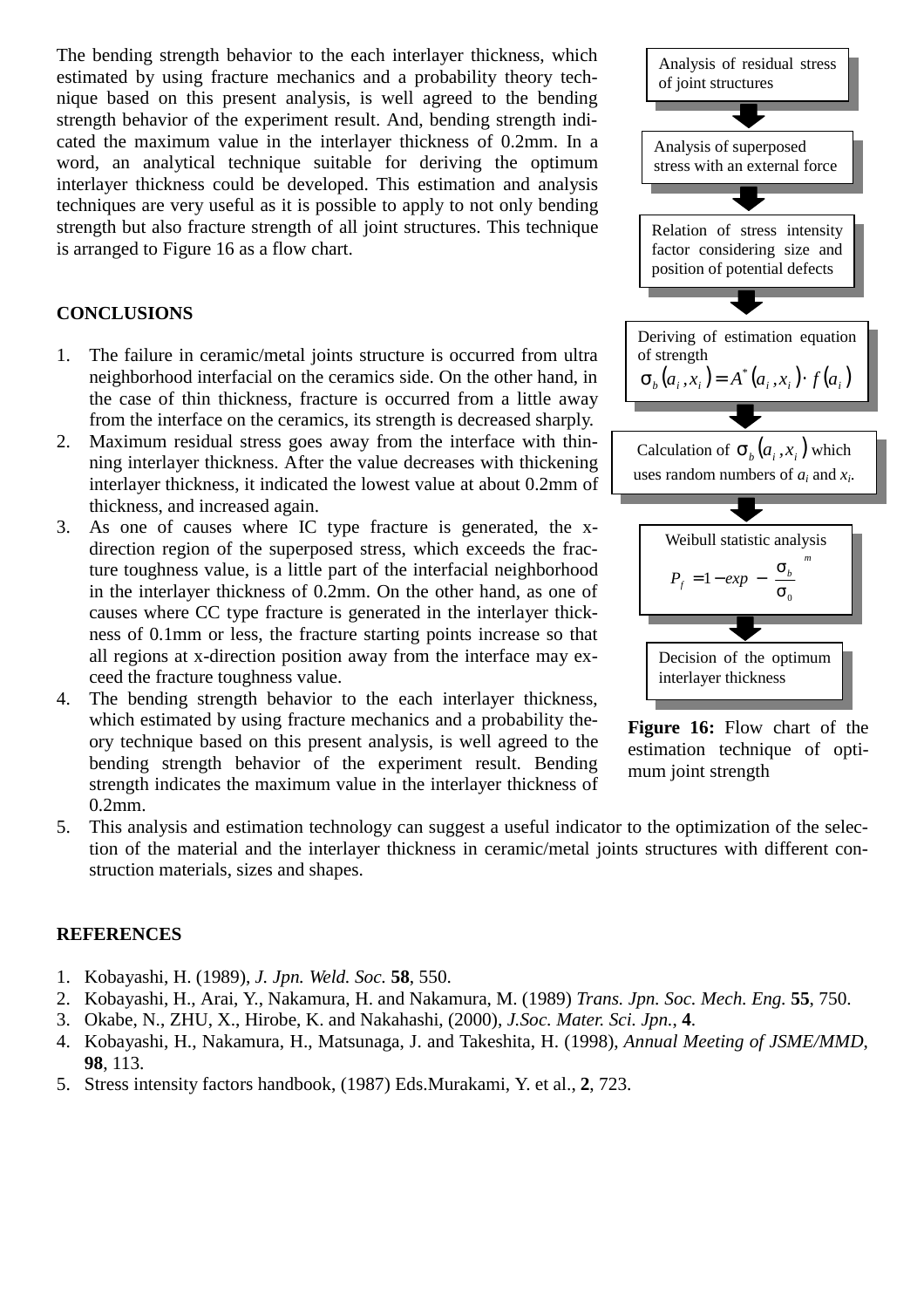The bending strength behavior to the each interlayer thickness, which estimated by using fracture mechanics and a probability theory technique based on this present analysis, is well agreed to the bending strength behavior of the experiment result. And, bending strength indicated the maximum value in the interlayer thickness of 0.2mm. In a word, an analytical technique suitable for deriving the optimum interlayer thickness could be developed. This estimation and analysis techniques are very useful as it is possible to apply to not only bending strength but also fracture strength of all joint structures. This technique is arranged to Figure 16 as a flow chart.

Analysis of residual stress of joint structures

Analysis of superposed stress with an external force

Relation of stress intensity factor considering size and position of potential defects

Deriving of estimation equation of strength

$$\sigma_b(a_i, x_i) = A^*(a_i, x_i) \cdot f(a_i)$$

Calculation of $\sigma_b(a_i, x_i)$ which uses random numbers of $a_i$ and $x_i$.

Weibull statistic analysis

$$P_f = 1 - exp\left[-\left(\frac{\sigma_b}{\sigma_0}\right)^m\right]$$

Decision of the optimum interlayer thickness

**Figure 16:** Flow chart of the estimation technique of optimum joint strength

## CONCLUSIONS

1. The failure in ceramic/metal joints structure is occurred from ultra neighborhood interfacial on the ceramics side. On the other hand, in the case of thin thickness, fracture is occurred from a little away from the interface on the ceramics, its strength is decreased sharply.
2. Maximum residual stress goes away from the interface with thinning interlayer thickness. After the value decreases with thickening interlayer thickness, it indicated the lowest value at about 0.2mm of thickness, and increased again.
3. As one of causes where IC type fracture is generated, the x-direction region of the superposed stress, which exceeds the fracture toughness value, is a little part of the interfacial neighborhood in the interlayer thickness of 0.2mm. On the other hand, as one of causes where CC type fracture is generated in the interlayer thickness of 0.1mm or less, the fracture starting points increase so that all regions at x-direction position away from the interface may exceed the fracture toughness value.
4. The bending strength behavior to the each interlayer thickness, which estimated by using fracture mechanics and a probability theory technique based on this present analysis, is well agreed to the bending strength behavior of the experiment result. Bending strength indicates the maximum value in the interlayer thickness of 0.2mm.
5. This analysis and estimation technology can suggest a useful indicator to the optimization of the selection of the material and the interlayer thickness in ceramic/metal joints structures with different construction materials, sizes and shapes.

## REFERENCES

1. Kobayashi, H. (1989), *J. Jpn. Weld. Soc.* **58**, 550.
2. Kobayashi, H., Arai, Y., Nakamura, H. and Nakamura, M. (1989) *Trans. Jpn. Soc. Mech. Eng.* **55**, 750.
3. Okabe, N., ZHU, X., Hirobe, K. and Nakahashi, (2000), *J.Soc. Mater. Sci. Jpn.*, **4**.
4. Kobayashi, H., Nakamura, H., Matsunaga, J. and Takeshita, H. (1998), *Annual Meeting of JSME/MMD*, **98**, 113.
5. Stress intensity factors handbook, (1987) Eds.Murakami, Y. et al., **2**, 723.